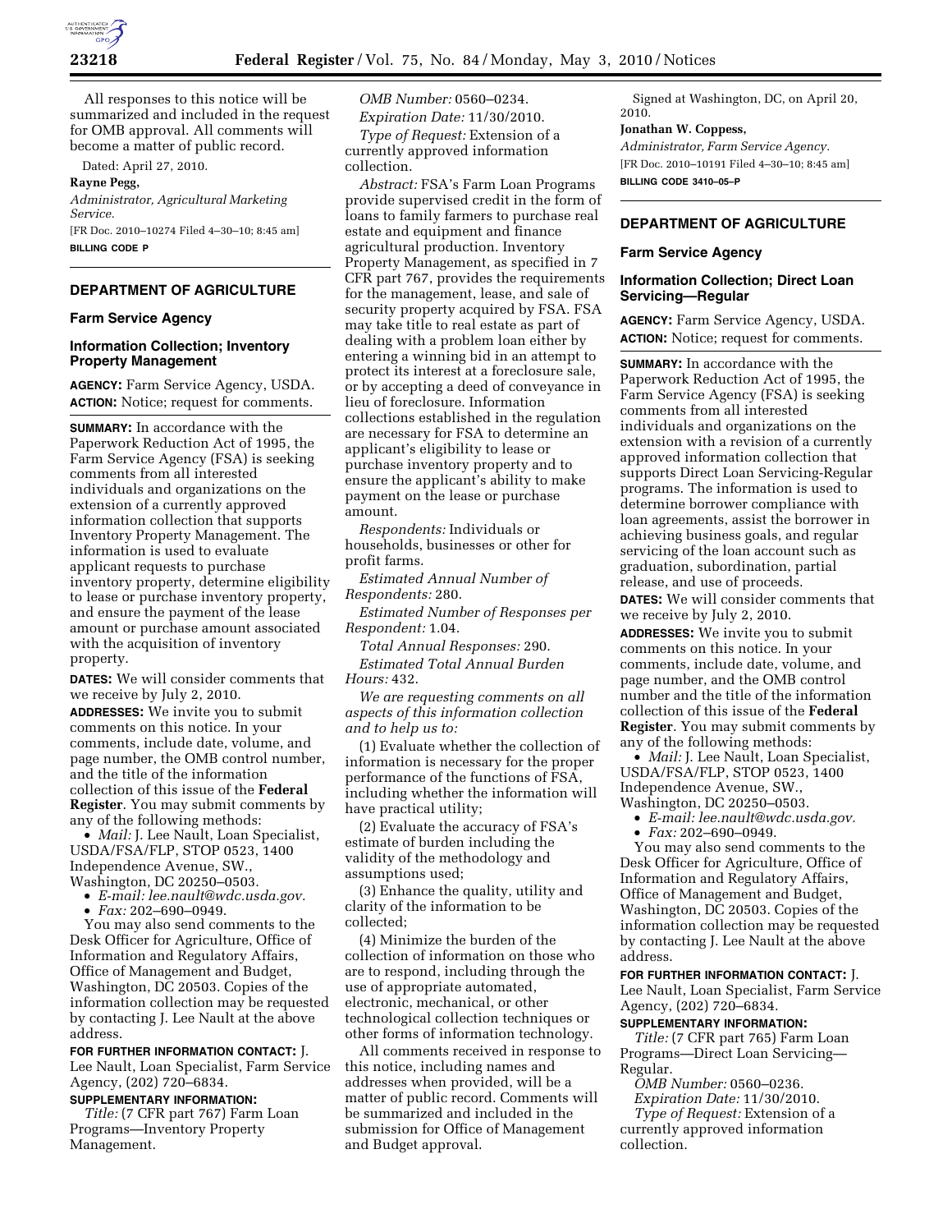All responses to this notice will be summarized and included in the request for OMB approval. All comments will become a matter of public record.

Dated: April 27, 2010.

**Rayne Pegg,**

*Administrator, Agricultural Marketing Service.*

[FR Doc. 2010–10274 Filed 4–30–10; 8:45 am]

**BILLING CODE P**

## DEPARTMENT OF AGRICULTURE

### Farm Service Agency

### Information Collection; Inventory Property Management

**AGENCY:** Farm Service Agency, USDA.

**ACTION:** Notice; request for comments.

**SUMMARY:** In accordance with the Paperwork Reduction Act of 1995, the Farm Service Agency (FSA) is seeking comments from all interested individuals and organizations on the extension of a currently approved information collection that supports Inventory Property Management. The information is used to evaluate applicant requests to purchase inventory property, determine eligibility to lease or purchase inventory property, and ensure the payment of the lease amount or purchase amount associated with the acquisition of inventory property.

**DATES:** We will consider comments that we receive by July 2, 2010.

**ADDRESSES:** We invite you to submit comments on this notice. In your comments, include date, volume, and page number, the OMB control number, and the title of the information collection of this issue of the **Federal Register**. You may submit comments by any of the following methods:

- *Mail:* J. Lee Nault, Loan Specialist, USDA/FSA/FLP, STOP 0523, 1400 Independence Avenue, SW., Washington, DC 20250–0503.
- *E-mail: lee.nault@wdc.usda.gov.*
- *Fax:* 202–690–0949.

You may also send comments to the Desk Officer for Agriculture, Office of Information and Regulatory Affairs, Office of Management and Budget, Washington, DC 20503. Copies of the information collection may be requested by contacting J. Lee Nault at the above address.

**FOR FURTHER INFORMATION CONTACT:** J. Lee Nault, Loan Specialist, Farm Service Agency, (202) 720–6834.

**SUPPLEMENTARY INFORMATION:**

*Title:* (7 CFR part 767) Farm Loan Programs—Inventory Property Management.

*OMB Number:* 0560–0234.

*Expiration Date:* 11/30/2010.

*Type of Request:* Extension of a currently approved information collection.

*Abstract:* FSA's Farm Loan Programs provide supervised credit in the form of loans to family farmers to purchase real estate and equipment and finance agricultural production. Inventory Property Management, as specified in 7 CFR part 767, provides the requirements for the management, lease, and sale of security property acquired by FSA. FSA may take title to real estate as part of dealing with a problem loan either by entering a winning bid in an attempt to protect its interest at a foreclosure sale, or by accepting a deed of conveyance in lieu of foreclosure. Information collections established in the regulation are necessary for FSA to determine an applicant's eligibility to lease or purchase inventory property and to ensure the applicant's ability to make payment on the lease or purchase amount.

*Respondents:* Individuals or households, businesses or other for profit farms.

*Estimated Annual Number of Respondents:* 280.

*Estimated Number of Responses per Respondent:* 1.04.

*Total Annual Responses:* 290.

*Estimated Total Annual Burden Hours:* 432.

*We are requesting comments on all aspects of this information collection and to help us to:*

(1) Evaluate whether the collection of information is necessary for the proper performance of the functions of FSA, including whether the information will have practical utility;

(2) Evaluate the accuracy of FSA's estimate of burden including the validity of the methodology and assumptions used;

(3) Enhance the quality, utility and clarity of the information to be collected;

(4) Minimize the burden of the collection of information on those who are to respond, including through the use of appropriate automated, electronic, mechanical, or other technological collection techniques or other forms of information technology.

All comments received in response to this notice, including names and addresses when provided, will be a matter of public record. Comments will be summarized and included in the submission for Office of Management and Budget approval.

Signed at Washington, DC, on April 20, 2010.

**Jonathan W. Coppess,**

*Administrator, Farm Service Agency.*

[FR Doc. 2010–10191 Filed 4–30–10; 8:45 am]

**BILLING CODE 3410–05–P**

## DEPARTMENT OF AGRICULTURE

### Farm Service Agency

### Information Collection; Direct Loan Servicing—Regular

**AGENCY:** Farm Service Agency, USDA.

**ACTION:** Notice; request for comments.

**SUMMARY:** In accordance with the Paperwork Reduction Act of 1995, the Farm Service Agency (FSA) is seeking comments from all interested individuals and organizations on the extension with a revision of a currently approved information collection that supports Direct Loan Servicing-Regular programs. The information is used to determine borrower compliance with loan agreements, assist the borrower in achieving business goals, and regular servicing of the loan account such as graduation, subordination, partial release, and use of proceeds.

**DATES:** We will consider comments that we receive by July 2, 2010.

**ADDRESSES:** We invite you to submit comments on this notice. In your comments, include date, volume, and page number, and the OMB control number and the title of the information collection of this issue of the **Federal Register**. You may submit comments by any of the following methods:

- *Mail:* J. Lee Nault, Loan Specialist, USDA/FSA/FLP, STOP 0523, 1400 Independence Avenue, SW., Washington, DC 20250–0503.
- *E-mail: lee.nault@wdc.usda.gov.*
- *Fax:* 202–690–0949.

You may also send comments to the Desk Officer for Agriculture, Office of Information and Regulatory Affairs, Office of Management and Budget, Washington, DC 20503. Copies of the information collection may be requested by contacting J. Lee Nault at the above address.

**FOR FURTHER INFORMATION CONTACT:** J. Lee Nault, Loan Specialist, Farm Service Agency, (202) 720–6834.

**SUPPLEMENTARY INFORMATION:**

*Title:* (7 CFR part 765) Farm Loan Programs—Direct Loan Servicing—Regular.

*OMB Number:* 0560–0236.

*Expiration Date:* 11/30/2010.

*Type of Request:* Extension of a currently approved information collection.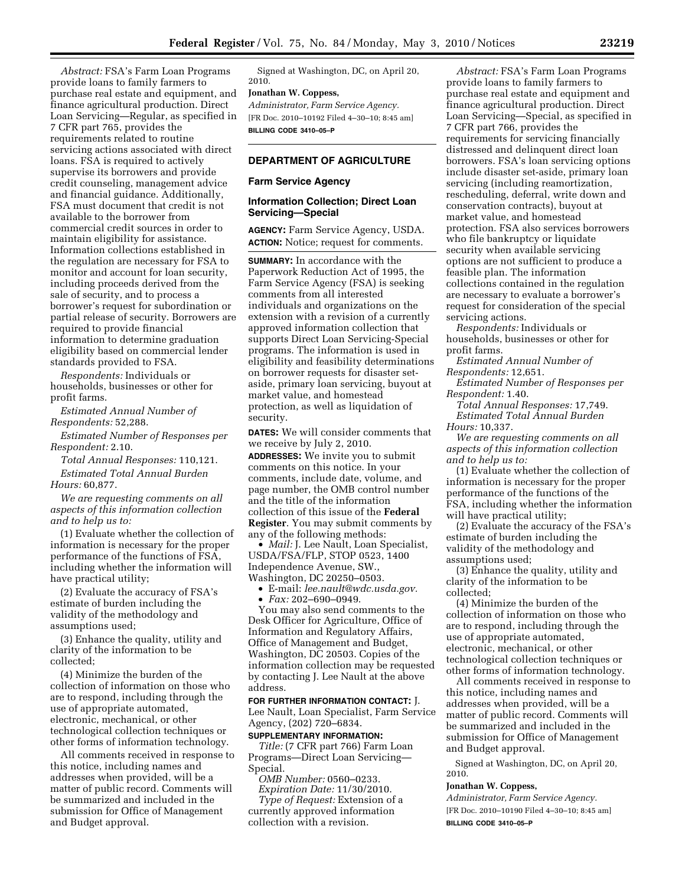*Abstract:* FSA's Farm Loan Programs provide loans to family farmers to purchase real estate and equipment, and finance agricultural production. Direct Loan Servicing—Regular, as specified in 7 CFR part 765, provides the requirements related to routine servicing actions associated with direct loans. FSA is required to actively supervise its borrowers and provide credit counseling, management advice and financial guidance. Additionally, FSA must document that credit is not available to the borrower from commercial credit sources in order to maintain eligibility for assistance. Information collections established in the regulation are necessary for FSA to monitor and account for loan security, including proceeds derived from the sale of security, and to process a borrower's request for subordination or partial release of security. Borrowers are required to provide financial information to determine graduation eligibility based on commercial lender standards provided to FSA.

*Respondents:* Individuals or households, businesses or other for profit farms.

*Estimated Annual Number of Respondents:* 52,288.

*Estimated Number of Responses per Respondent:* 2.10.

*Total Annual Responses:* 110,121.

*Estimated Total Annual Burden Hours:* 60,877.

*We are requesting comments on all aspects of this information collection and to help us to:*

(1) Evaluate whether the collection of information is necessary for the proper performance of the functions of FSA, including whether the information will have practical utility;

(2) Evaluate the accuracy of FSA's estimate of burden including the validity of the methodology and assumptions used;

(3) Enhance the quality, utility and clarity of the information to be collected;

(4) Minimize the burden of the collection of information on those who are to respond, including through the use of appropriate automated, electronic, mechanical, or other technological collection techniques or other forms of information technology.

All comments received in response to this notice, including names and addresses when provided, will be a matter of public record. Comments will be summarized and included in the submission for Office of Management and Budget approval.

Signed at Washington, DC, on April 20, 2010.

**Jonathan W. Coppess,**

*Administrator, Farm Service Agency.*

[FR Doc. 2010–10192 Filed 4–30–10; 8:45 am]

**BILLING CODE 3410–05–P**

## DEPARTMENT OF AGRICULTURE

### Farm Service Agency

### Information Collection; Direct Loan Servicing—Special

**AGENCY:** Farm Service Agency, USDA.

**ACTION:** Notice; request for comments.

**SUMMARY:** In accordance with the Paperwork Reduction Act of 1995, the Farm Service Agency (FSA) is seeking comments from all interested individuals and organizations on the extension with a revision of a currently approved information collection that supports Direct Loan Servicing-Special programs. The information is used in eligibility and feasibility determinations on borrower requests for disaster set-aside, primary loan servicing, buyout at market value, and homestead protection, as well as liquidation of security.

**DATES:** We will consider comments that we receive by July 2, 2010.

**ADDRESSES:** We invite you to submit comments on this notice. In your comments, include date, volume, and page number, the OMB control number and the title of the information collection of this issue of the **Federal Register**. You may submit comments by any of the following methods:

- *Mail:* J. Lee Nault, Loan Specialist, USDA/FSA/FLP, STOP 0523, 1400 Independence Avenue, SW., Washington, DC 20250–0503.
- E-mail: *lee.nault@wdc.usda.gov.*
- *Fax:* 202–690–0949.

You may also send comments to the Desk Officer for Agriculture, Office of Information and Regulatory Affairs, Office of Management and Budget, Washington, DC 20503. Copies of the information collection may be requested by contacting J. Lee Nault at the above address.

**FOR FURTHER INFORMATION CONTACT:** J. Lee Nault, Loan Specialist, Farm Service Agency, (202) 720–6834.

**SUPPLEMENTARY INFORMATION:**

*Title:* (7 CFR part 766) Farm Loan Programs—Direct Loan Servicing—Special.

*OMB Number:* 0560–0233.

*Expiration Date:* 11/30/2010.

*Type of Request:* Extension of a currently approved information collection with a revision.

*Abstract:* FSA's Farm Loan Programs provide loans to family farmers to purchase real estate and equipment and finance agricultural production. Direct Loan Servicing—Special, as specified in 7 CFR part 766, provides the requirements for servicing financially distressed and delinquent direct loan borrowers. FSA's loan servicing options include disaster set-aside, primary loan servicing (including reamortization, rescheduling, deferral, write down and conservation contracts), buyout at market value, and homestead protection. FSA also services borrowers who file bankruptcy or liquidate security when available servicing options are not sufficient to produce a feasible plan. The information collections contained in the regulation are necessary to evaluate a borrower's request for consideration of the special servicing actions.

*Respondents:* Individuals or households, businesses or other for profit farms.

*Estimated Annual Number of Respondents:* 12,651.

*Estimated Number of Responses per Respondent:* 1.40.

*Total Annual Responses:* 17,749.

*Estimated Total Annual Burden Hours:* 10,337.

*We are requesting comments on all aspects of this information collection and to help us to:*

(1) Evaluate whether the collection of information is necessary for the proper performance of the functions of the FSA, including whether the information will have practical utility;

(2) Evaluate the accuracy of the FSA's estimate of burden including the validity of the methodology and assumptions used;

(3) Enhance the quality, utility and clarity of the information to be collected;

(4) Minimize the burden of the collection of information on those who are to respond, including through the use of appropriate automated, electronic, mechanical, or other technological collection techniques or other forms of information technology.

All comments received in response to this notice, including names and addresses when provided, will be a matter of public record. Comments will be summarized and included in the submission for Office of Management and Budget approval.

Signed at Washington, DC, on April 20, 2010.

**Jonathan W. Coppess,**

*Administrator, Farm Service Agency.*

[FR Doc. 2010–10190 Filed 4–30–10; 8:45 am]

**BILLING CODE 3410–05–P**